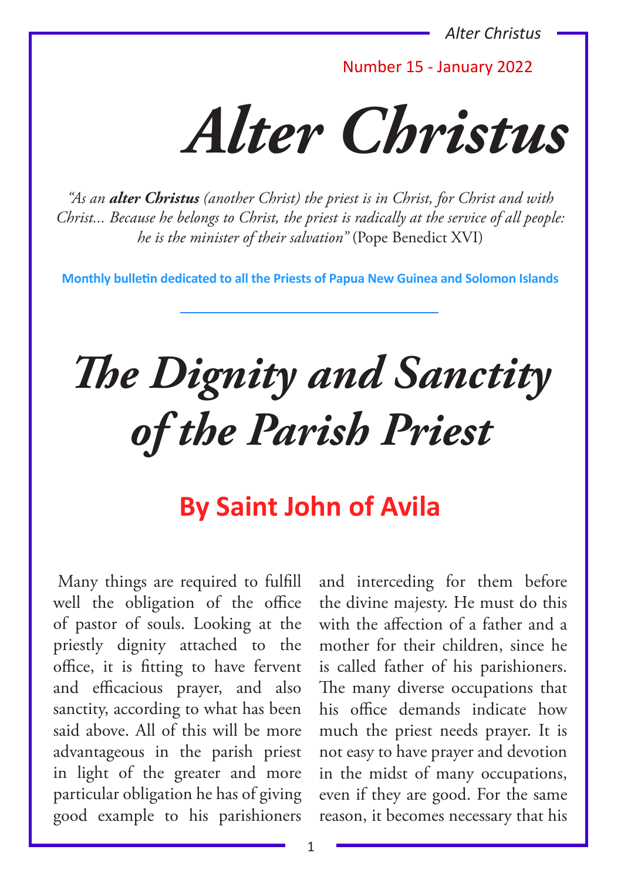Number 15 - January 2022

# *Alter Christus*

*"As an **alter Christus** (another Christ) the priest is in Christ, for Christ and with Christ... Because he belongs to Christ, the priest is radically at the service of all people: he is the minister of their salvation"* (Pope Benedict XVI)

**Monthly bulletin dedicated to all the Priests of Papua New Guinea and Solomon Islands**

# *The Dignity and Sanctity of the Parish Priest*

## By Saint John of Avila

Many things are required to fulfill well the obligation of the office of pastor of souls. Looking at the priestly dignity attached to the office, it is fitting to have fervent and efficacious prayer, and also sanctity, according to what has been said above. All of this will be more advantageous in the parish priest in light of the greater and more particular obligation he has of giving good example to his parishioners and interceding for them before the divine majesty. He must do this with the affection of a father and a mother for their children, since he is called father of his parishioners. The many diverse occupations that his office demands indicate how much the priest needs prayer. It is not easy to have prayer and devotion in the midst of many occupations, even if they are good. For the same reason, it becomes necessary that his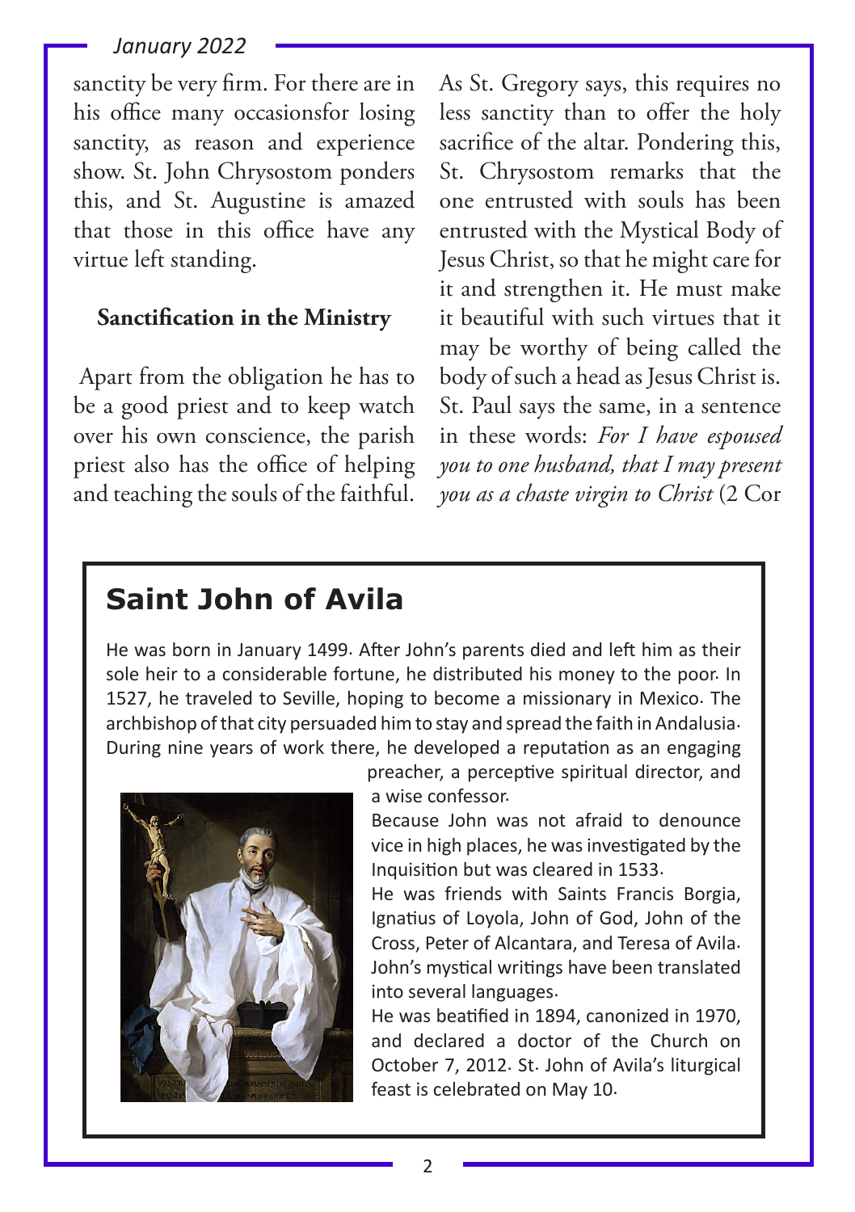sanctity be very firm. For there are in his office many occasionsfor losing sanctity, as reason and experience show. St. John Chrysostom ponders this, and St. Augustine is amazed that those in this office have any virtue left standing.

**Sanctification in the Ministry**

Apart from the obligation he has to be a good priest and to keep watch over his own conscience, the parish priest also has the office of helping and teaching the souls of the faithful. As St. Gregory says, this requires no less sanctity than to offer the holy sacrifice of the altar. Pondering this, St. Chrysostom remarks that the one entrusted with souls has been entrusted with the Mystical Body of Jesus Christ, so that he might care for it and strengthen it. He must make it beautiful with such virtues that it may be worthy of being called the body of such a head as Jesus Christ is. St. Paul says the same, in a sentence in these words: *For I have espoused you to one husband, that I may present you as a chaste virgin to Christ* (2 Cor

## Saint John of Avila

He was born in January 1499. After John's parents died and left him as their sole heir to a considerable fortune, he distributed his money to the poor. In 1527, he traveled to Seville, hoping to become a missionary in Mexico. The archbishop of that city persuaded him to stay and spread the faith in Andalusia. During nine years of work there, he developed a reputation as an engaging preacher, a perceptive spiritual director, and a wise confessor.

Because John was not afraid to denounce vice in high places, he was investigated by the Inquisition but was cleared in 1533.

He was friends with Saints Francis Borgia, Ignatius of Loyola, John of God, John of the Cross, Peter of Alcantara, and Teresa of Avila. John's mystical writings have been translated into several languages.

He was beatified in 1894, canonized in 1970, and declared a doctor of the Church on October 7, 2012. St. John of Avila's liturgical feast is celebrated on May 10.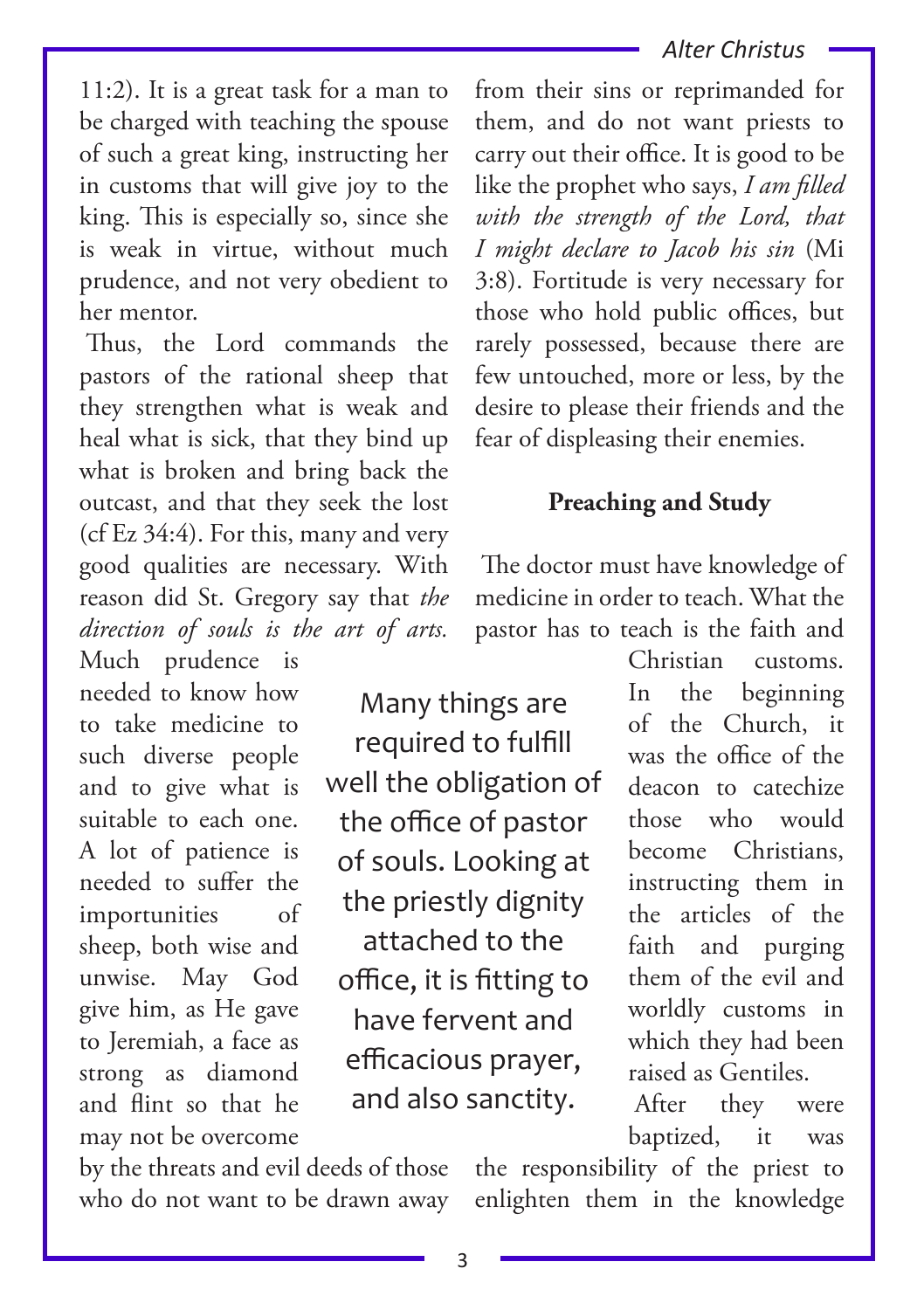11:2). It is a great task for a man to be charged with teaching the spouse of such a great king, instructing her in customs that will give joy to the king. This is especially so, since she is weak in virtue, without much prudence, and not very obedient to her mentor.

Thus, the Lord commands the pastors of the rational sheep that they strengthen what is weak and heal what is sick, that they bind up what is broken and bring back the outcast, and that they seek the lost (cf Ez 34:4). For this, many and very good qualities are necessary. With reason did St. Gregory say that *the direction of souls is the art of arts.* Much prudence is needed to know how to take medicine to such diverse people and to give what is suitable to each one. A lot of patience is needed to suffer the importunities of sheep, both wise and unwise. May God give him, as He gave to Jeremiah, a face as strong as diamond and flint so that he may not be overcome by the threats and evil deeds of those who do not want to be drawn away from their sins or reprimanded for them, and do not want priests to carry out their office. It is good to be like the prophet who says, *I am filled with the strength of the Lord, that I might declare to Jacob his sin* (Mi 3:8). Fortitude is very necessary for those who hold public offices, but rarely possessed, because there are few untouched, more or less, by the desire to please their friends and the fear of displeasing their enemies.

> Many things are required to fulfill well the obligation of the office of pastor of souls. Looking at the priestly dignity attached to the office, it is fitting to have fervent and efficacious prayer, and also sanctity.

## Preaching and Study

The doctor must have knowledge of medicine in order to teach. What the pastor has to teach is the faith and Christian customs. In the beginning of the Church, it was the office of the deacon to catechize those who would become Christians, instructing them in the articles of the faith and purging them of the evil and worldly customs in which they had been raised as Gentiles.

After they were baptized, it was the responsibility of the priest to enlighten them in the knowledge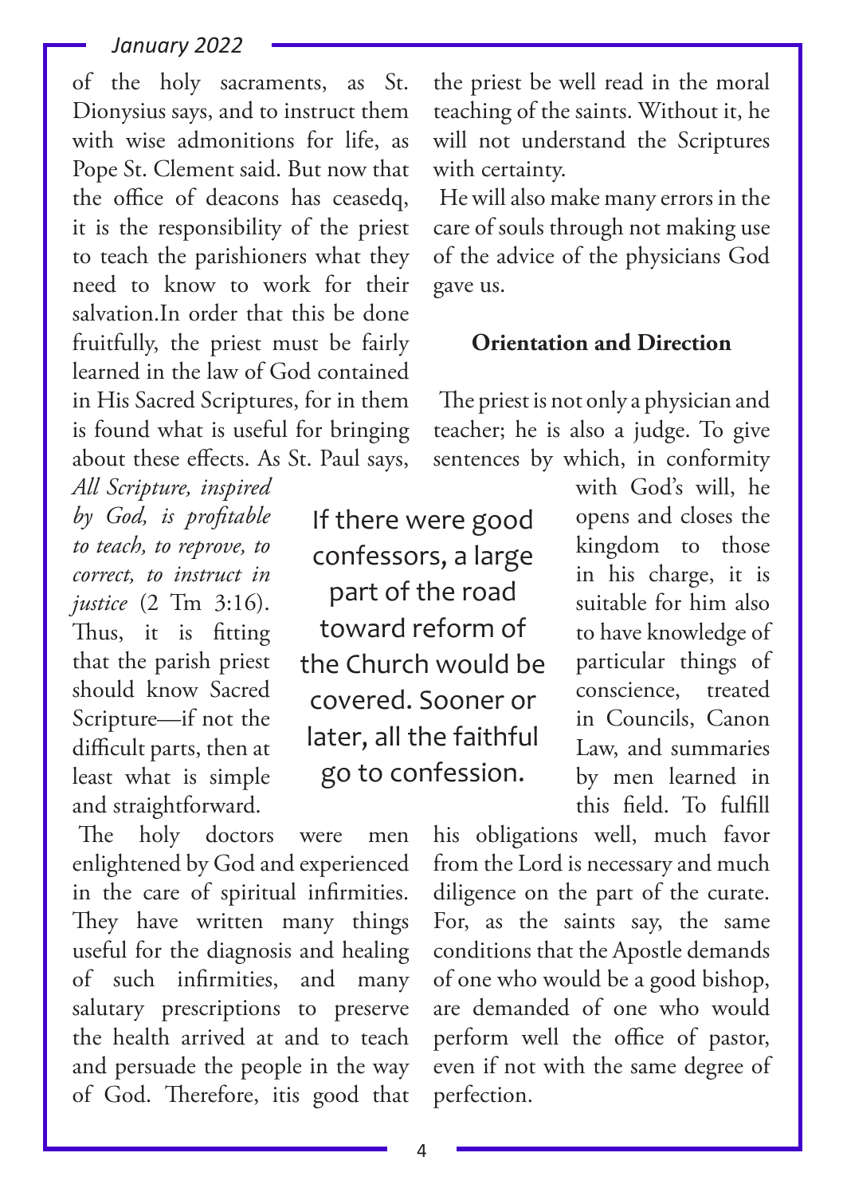of the holy sacraments, as St. Dionysius says, and to instruct them with wise admonitions for life, as Pope St. Clement said. But now that the office of deacons has ceasedq, it is the responsibility of the priest to teach the parishioners what they need to know to work for their salvation.In order that this be done fruitfully, the priest must be fairly learned in the law of God contained in His Sacred Scriptures, for in them is found what is useful for bringing about these effects. As St. Paul says, *All Scripture, inspired by God, is profitable to teach, to reprove, to correct, to instruct in justice* (2 Tm 3:16). Thus, it is fitting that the parish priest should know Sacred Scripture—if not the difficult parts, then at least what is simple and straightforward.

The holy doctors were men enlightened by God and experienced in the care of spiritual infirmities. They have written many things useful for the diagnosis and healing of such infirmities, and many salutary prescriptions to preserve the health arrived at and to teach and persuade the people in the way of God. Therefore, itis good that the priest be well read in the moral teaching of the saints. Without it, he will not understand the Scriptures with certainty.

He will also make many errors in the care of souls through not making use of the advice of the physicians God gave us.

> If there were good confessors, a large part of the road toward reform of the Church would be covered. Sooner or later, all the faithful go to confession.

**Orientation and Direction**

The priest is not only a physician and teacher; he is also a judge. To give sentences by which, in conformity with God's will, he opens and closes the kingdom to those in his charge, it is suitable for him also to have knowledge of particular things of conscience, treated in Councils, Canon Law, and summaries by men learned in this field. To fulfill his obligations well, much favor from the Lord is necessary and much diligence on the part of the curate. For, as the saints say, the same conditions that the Apostle demands of one who would be a good bishop, are demanded of one who would perform well the office of pastor, even if not with the same degree of perfection.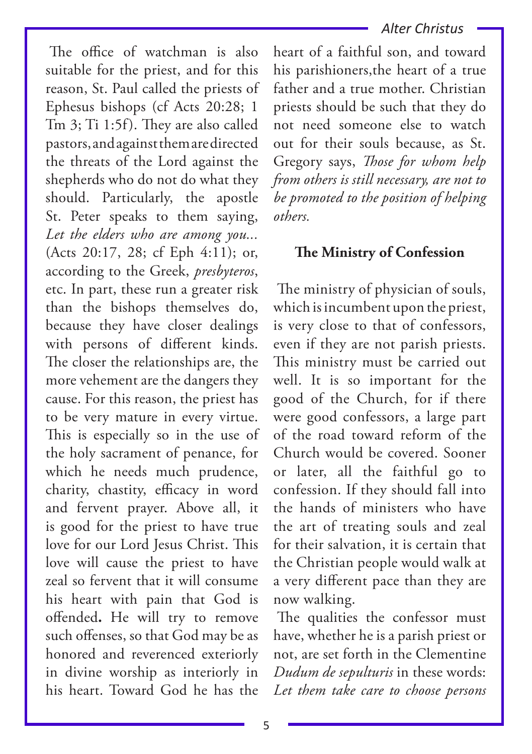The office of watchman is also suitable for the priest, and for this reason, St. Paul called the priests of Ephesus bishops (cf Acts 20:28; 1 Tm 3; Ti 1:5f). They are also called pastors, and against them are directed the threats of the Lord against the shepherds who do not do what they should. Particularly, the apostle St. Peter speaks to them saying, *Let the elders who are among you...* (Acts 20:17, 28; cf Eph 4:11); or, according to the Greek, *presbyteros*, etc. In part, these run a greater risk than the bishops themselves do, because they have closer dealings with persons of different kinds. The closer the relationships are, the more vehement are the dangers they cause. For this reason, the priest has to be very mature in every virtue. This is especially so in the use of the holy sacrament of penance, for which he needs much prudence, charity, chastity, efficacy in word and fervent prayer. Above all, it is good for the priest to have true love for our Lord Jesus Christ. This love will cause the priest to have zeal so fervent that it will consume his heart with pain that God is offended**.** He will try to remove such offenses, so that God may be as honored and reverenced exteriorly in divine worship as interiorly in his heart. Toward God he has the heart of a faithful son, and toward his parishioners,the heart of a true father and a true mother. Christian priests should be such that they do not need someone else to watch out for their souls because, as St. Gregory says, *Those for whom help from others is still necessary, are not to be promoted to the position of helping others.*

## The Ministry of Confession

The ministry of physician of souls, which is incumbent upon the priest, is very close to that of confessors, even if they are not parish priests. This ministry must be carried out well. It is so important for the good of the Church, for if there were good confessors, a large part of the road toward reform of the Church would be covered. Sooner or later, all the faithful go to confession. If they should fall into the hands of ministers who have the art of treating souls and zeal for their salvation, it is certain that the Christian people would walk at a very different pace than they are now walking.

The qualities the confessor must have, whether he is a parish priest or not, are set forth in the Clementine *Dudum de sepulturis* in these words: *Let them take care to choose persons*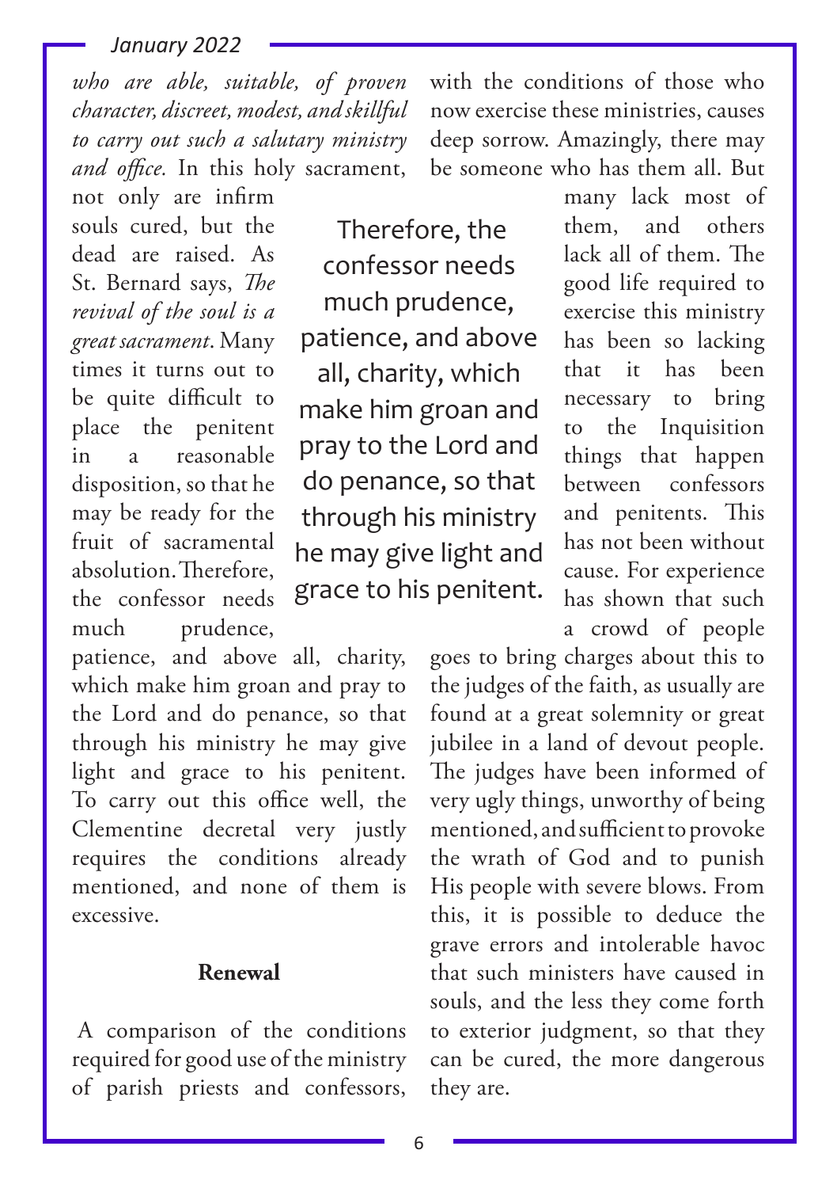*who are able, suitable, of proven character, discreet, modest, and skillful to carry out such a salutary ministry and office.* In this holy sacrament, not only are infirm souls cured, but the dead are raised. As St. Bernard says, *The revival of the soul is a great sacrament*. Many times it turns out to be quite difficult to place the penitent in a reasonable disposition, so that he may be ready for the fruit of sacramental absolution. Therefore, the confessor needs much prudence, patience, and above all, charity, which make him groan and pray to the Lord and do penance, so that through his ministry he may give light and grace to his penitent. To carry out this office well, the Clementine decretal very justly requires the conditions already mentioned, and none of them is excessive.

> Therefore, the confessor needs much prudence, patience, and above all, charity, which make him groan and pray to the Lord and do penance, so that through his ministry he may give light and grace to his penitent.

**Renewal**

A comparison of the conditions required for good use of the ministry of parish priests and confessors, with the conditions of those who now exercise these ministries, causes deep sorrow. Amazingly, there may be someone who has them all. But many lack most of them, and others lack all of them. The good life required to exercise this ministry has been so lacking that it has been necessary to bring to the Inquisition things that happen between confessors and penitents. This has not been without cause. For experience has shown that such a crowd of people goes to bring charges about this to the judges of the faith, as usually are found at a great solemnity or great jubilee in a land of devout people. The judges have been informed of very ugly things, unworthy of being mentioned, and sufficient to provoke the wrath of God and to punish His people with severe blows. From this, it is possible to deduce the grave errors and intolerable havoc that such ministers have caused in souls, and the less they come forth to exterior judgment, so that they can be cured, the more dangerous they are.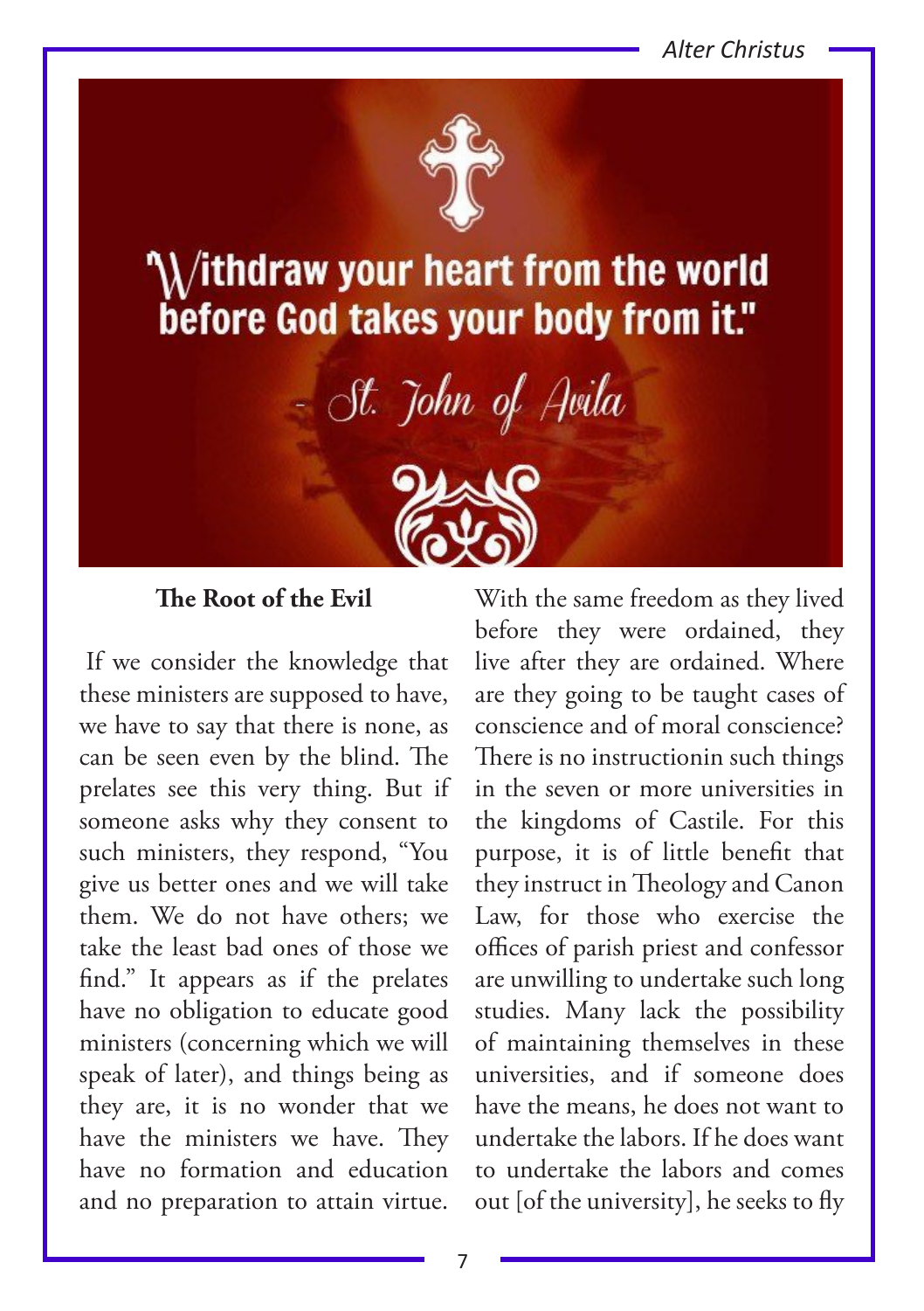"Withdraw your heart from the world before God takes your body from it."

- St. John of Avila

**The Root of the Evil**

If we consider the knowledge that these ministers are supposed to have, we have to say that there is none, as can be seen even by the blind. The prelates see this very thing. But if someone asks why they consent to such ministers, they respond, "You give us better ones and we will take them. We do not have others; we take the least bad ones of those we find." It appears as if the prelates have no obligation to educate good ministers (concerning which we will speak of later), and things being as they are, it is no wonder that we have the ministers we have. They have no formation and education and no preparation to attain virtue. With the same freedom as they lived before they were ordained, they live after they are ordained. Where are they going to be taught cases of conscience and of moral conscience? There is no instructionin such things in the seven or more universities in the kingdoms of Castile. For this purpose, it is of little benefit that they instruct in Theology and Canon Law, for those who exercise the offices of parish priest and confessor are unwilling to undertake such long studies. Many lack the possibility of maintaining themselves in these universities, and if someone does have the means, he does not want to undertake the labors. If he does want to undertake the labors and comes out [of the university], he seeks to fly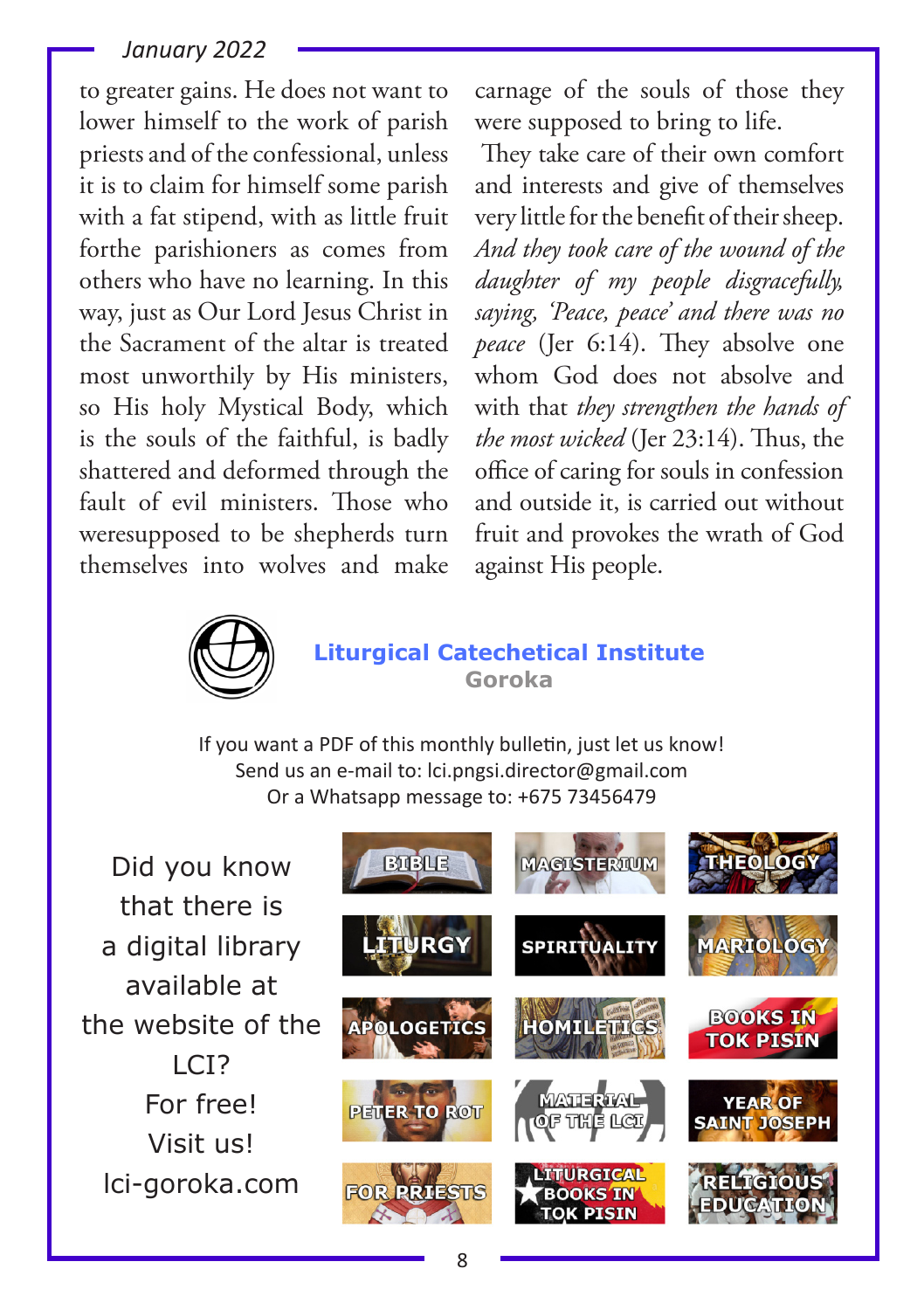to greater gains. He does not want to lower himself to the work of parish priests and of the confessional, unless it is to claim for himself some parish with a fat stipend, with as little fruit forthe parishioners as comes from others who have no learning. In this way, just as Our Lord Jesus Christ in the Sacrament of the altar is treated most unworthily by His ministers, so His holy Mystical Body, which is the souls of the faithful, is badly shattered and deformed through the fault of evil ministers. Those who weresupposed to be shepherds turn themselves into wolves and make carnage of the souls of those they were supposed to bring to life.

They take care of their own comfort and interests and give of themselves very little for the benefit of their sheep. *And they took care of the wound of the daughter of my people disgracefully, saying, 'Peace, peace' and there was no peace* (Jer 6:14). They absolve one whom God does not absolve and with that *they strengthen the hands of the most wicked* (Jer 23:14). Thus, the office of caring for souls in confession and outside it, is carried out without fruit and provokes the wrath of God against His people.

**Liturgical Catechetical Institute**
**Goroka**

If you want a PDF of this monthly bulletin, just let us know!
Send us an e-mail to: lci.pngsi.director@gmail.com
Or a Whatsapp message to: +675 73456479

Did you know that there is a digital library available at the website of the LCI?
For free!
Visit us!
lci-goroka.com

BIBLE · MAGISTERIUM · THEOLOGY · LITURGY · SPIRITUALITY · MARIOLOGY · APOLOGETICS · HOMILETICS · BOOKS IN TOK PISIN · PETER TO ROT · MATERIAL OF THE LCI · YEAR OF SAINT JOSEPH · FOR PRIESTS · LITURGICAL BOOKS IN TOK PISIN · RELIGIOUS EDUCATION